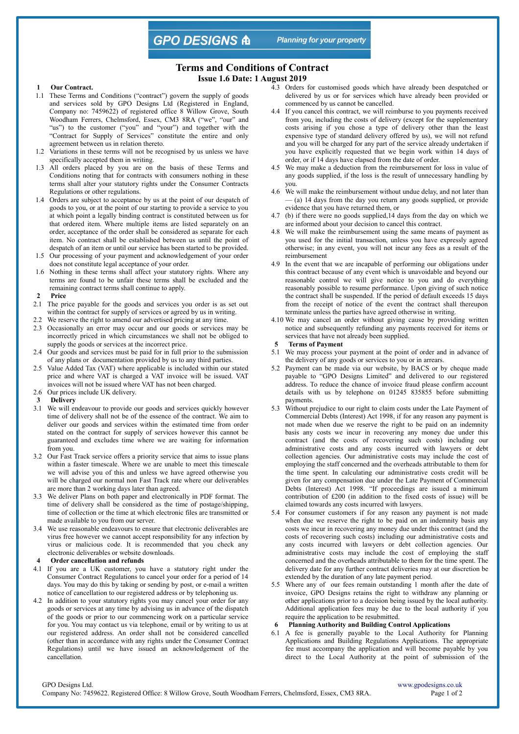GPO DESIGNS

*Planning for your property*

# Terms and Conditions of Contract

**Issue 1.6 Date: 1 August 2019**

## 1 Our Contract.

1.1 These Terms and Conditions ("contract") govern the supply of goods and services sold by GPO Designs Ltd (Registered in England, Company no: 7459622) of registered office 8 Willow Grove, South Woodham Ferrers, Chelmsford, Essex, CM3 8RA ("we", "our" and "us") to the customer ("you" and "your") and together with the "Contract for Supply of Services" constitute the entire and only agreement between us in relation thereto.

1.2 Variations in these terms will not be recognised by us unless we have specifically accepted them in writing.

1.3 All orders placed by you are on the basis of these Terms and Conditions noting that for contracts with consumers nothing in these terms shall alter your statutory rights under the Consumer Contracts Regulations or other regulations.

1.4 Orders are subject to acceptance by us at the point of our despatch of goods to you, or at the point of our starting to provide a service to you at which point a legally binding contract is constituted between us for that ordered item. Where multiple items are listed separately on an order, acceptance of the order shall be considered as separate for each item. No contract shall be established between us until the point of despatch of an item or until our service has been started to be provided.

1.5 Our processing of your payment and acknowledgement of your order does not constitute legal acceptance of your order.

1.6 Nothing in these terms shall affect your statutory rights. Where any terms are found to be unfair these terms shall be excluded and the remaining contract terms shall continue to apply.

## 2 Price

2.1 The price payable for the goods and services you order is as set out within the contract for supply of services or agreed by us in writing.

2.2 We reserve the right to amend our advertised pricing at any time.

2.3 Occasionally an error may occur and our goods or services may be incorrectly priced in which circumstances we shall not be obliged to supply the goods or services at the incorrect price.

2.4 Our goods and services must be paid for in full prior to the submission of any plans or documentation provided by us to any third parties.

2.5 Value Added Tax (VAT) where applicable is included within our stated price and where VAT is charged a VAT invoice will be issued. VAT invoices will not be issued where VAT has not been charged.

2.6 Our prices include UK delivery.

## 3 Delivery

3.1 We will endeavour to provide our goods and services quickly however time of delivery shall not be of the essence of the contract. We aim to deliver our goods and services within the estimated time from order stated on the contract for supply of services however this cannot be guaranteed and excludes time where we are waiting for information from you.

3.2 Our Fast Track service offers a priority service that aims to issue plans within a faster timescale. Where we are unable to meet this timescale we will advise you of this and unless we have agreed otherwise you will be charged our normal non Fast Track rate where our deliverables are more than 2 working days later than agreed.

3.3 We deliver Plans on both paper and electronically in PDF format. The time of delivery shall be considered as the time of postage/shipping, time of collection or the time at which electronic files are transmitted or made available to you from our server.

3.4 We use reasonable endeavours to ensure that electronic deliverables are virus free however we cannot accept responsibility for any infection by virus or malicious code. It is recommended that you check any electronic deliverables or website downloads.

## 4 Order cancellation and refunds

4.1 If you are a UK customer, you have a statutory right under the Consumer Contract Regulations to cancel your order for a period of 14 days. You may do this by taking or sending by post, or e-mail a written notice of cancellation to our registered address or by telephoning us.

4.2 In addition to your statutory rights you may cancel your order for any goods or services at any time by advising us in advance of the dispatch of the goods or prior to our commencing work on a particular service for you. You may contact us via telephone, email or by writing to us at our registered address. An order shall not be considered cancelled (other than in accordance with any rights under the Consumer Contract Regulations) until we have issued an acknowledgement of the cancellation.

4.3 Orders for customised goods which have already been despatched or delivered by us or for services which have already been provided or commenced by us cannot be cancelled.

4.4 If you cancel this contract, we will reimburse to you payments received from you, including the costs of delivery (except for the supplementary costs arising if you chose a type of delivery other than the least expensive type of standard delivery offered by us), we will not refund and you will be charged for any part of the service already undertaken if you have explicitly requested that we begin work within 14 days of order, or if 14 days have elapsed from the date of order.

4.5 We may make a deduction from the reimbursement for loss in value of any goods supplied, if the loss is the result of unnecessary handling by you.

4.6 We will make the reimbursement without undue delay, and not later than — (a) 14 days from the day you return any goods supplied, or provide evidence that you have returned them, or

4.7 (b) if there were no goods supplied,14 days from the day on which we are informed about your decision to cancel this contract.

4.8 We will make the reimbursement using the same means of payment as you used for the initial transaction, unless you have expressly agreed otherwise; in any event, you will not incur any fees as a result of the reimbursement

4.9 In the event that we are incapable of performing our obligations under this contract because of any event which is unavoidable and beyond our reasonable control we will give notice to you and do everything reasonably possible to resume performance. Upon giving of such notice the contract shall be suspended. If the period of default exceeds 15 days from the receipt of notice of the event the contract shall thereupon terminate unless the parties have agreed otherwise in writing.

4.10 We may cancel an order without giving cause by providing written notice and subsequently refunding any payments received for items or services that have not already been supplied.

## 5 Terms of Payment

5.1 We may process your payment at the point of order and in advance of the delivery of any goods or services to you or in arrears.

5.2 Payment can be made via our website, by BACS or by cheque made payable to "GPO Designs Limited" and delivered to our registered address. To reduce the chance of invoice fraud please confirm account details with us by telephone on 01245 835855 before submitting payments.

5.3 Without prejudice to our right to claim costs under the Late Payment of Commercial Debts (Interest) Act 1998, if for any reason any payment is not made when due we reserve the right to be paid on an indemnity basis any costs we incur in recovering any money due under this contract (and the costs of recovering such costs) including our administrative costs and any costs incurred with lawyers or debt collection agencies. Our administrative costs may include the cost of employing the staff concerned and the overheads attributable to them for the time spent. In calculating our administrative costs credit will be given for any compensation due under the Late Payment of Commercial Debts (Interest) Act 1998. "If proceedings are issued a minimum contribution of £200 (in addition to the fixed costs of issue) will be claimed towards any costs incurred with lawyers.

5.4 For consumer customers if for any reason any payment is not made when due we reserve the right to be paid on an indemnity basis any costs we incur in recovering any money due under this contract (and the costs of recovering such costs) including our administrative costs and any costs incurred with lawyers or debt collection agencies. Our administrative costs may include the cost of employing the staff concerned and the overheads attributable to them for the time spent. The delivery date for any further contract deliveries may at our discretion be extended by the duration of any late payment period.

5.5 Where any of our fees remain outstanding 1 month after the date of invoice, GPO Designs retains the right to withdraw any planning or other applications prior to a decision being issued by the local authority. Additional application fees may be due to the local authority if you require the application to be resubmitted.

## 6 Planning Authority and Building Control Applications

6.1 A fee is generally payable to the Local Authority for Planning Applications and Building Regulations Applications. The appropriate fee must accompany the application and will become payable by you direct to the Local Authority at the point of submission of the

GPO Designs Ltd. www.gpodesigns.co.uk
Company No: 7459622. Registered Office: 8 Willow Grove, South Woodham Ferrers, Chelmsford, Essex, CM3 8RA.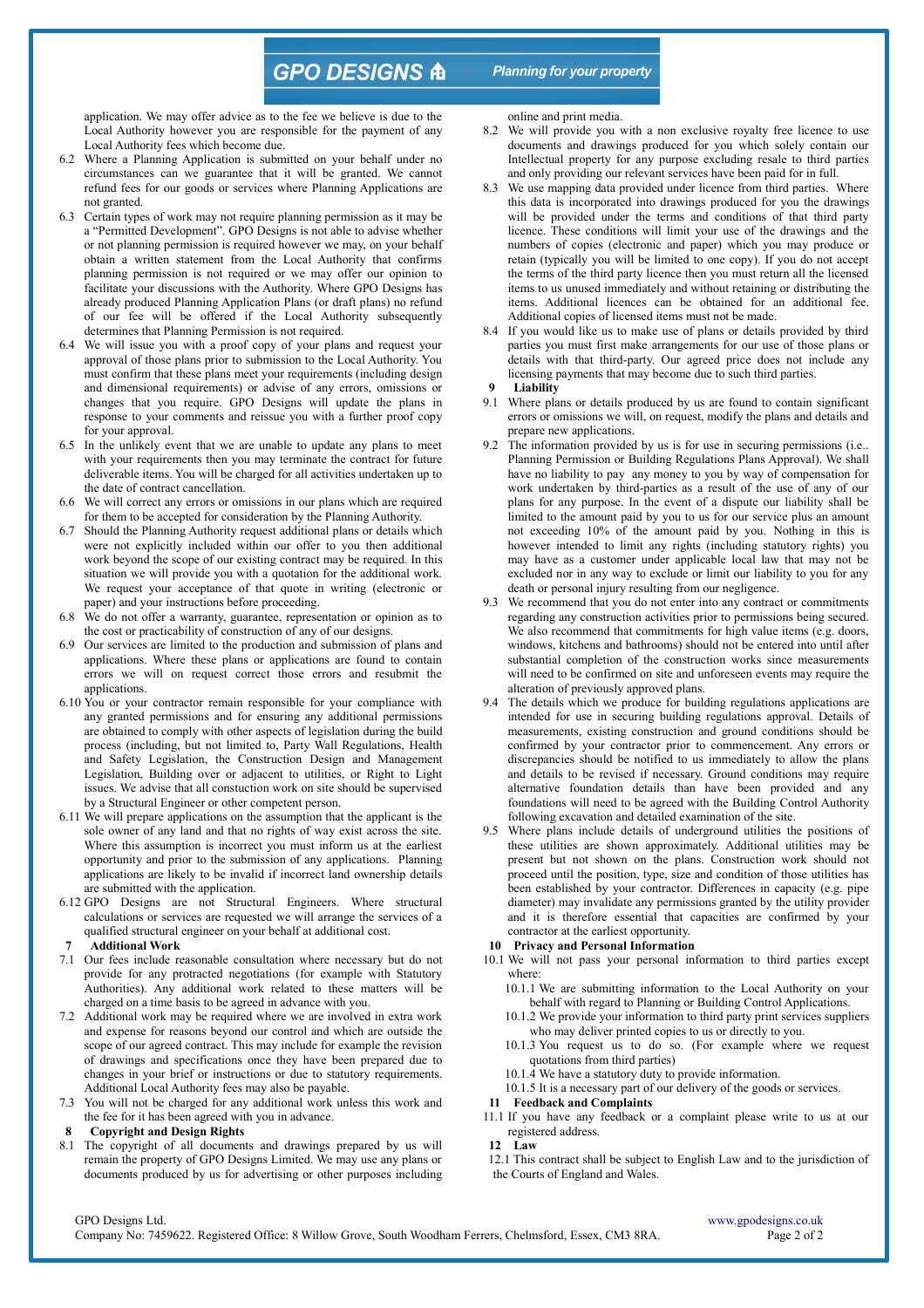application. We may offer advice as to the fee we believe is due to the Local Authority however you are responsible for the payment of any Local Authority fees which become due.

6.2 Where a Planning Application is submitted on your behalf under no circumstances can we guarantee that it will be granted. We cannot refund fees for our goods or services where Planning Applications are not granted.

6.3 Certain types of work may not require planning permission as it may be a "Permitted Development". GPO Designs is not able to advise whether or not planning permission is required however we may, on your behalf obtain a written statement from the Local Authority that confirms planning permission is not required or we may offer our opinion to facilitate your discussions with the Authority. Where GPO Designs has already produced Planning Application Plans (or draft plans) no refund of our fee will be offered if the Local Authority subsequently determines that Planning Permission is not required.

6.4 We will issue you with a proof copy of your plans and request your approval of those plans prior to submission to the Local Authority. You must confirm that these plans meet your requirements (including design and dimensional requirements) or advise of any errors, omissions or changes that you require. GPO Designs will update the plans in response to your comments and reissue you with a further proof copy for your approval.

6.5 In the unlikely event that we are unable to update any plans to meet with your requirements then you may terminate the contract for future deliverable items. You will be charged for all activities undertaken up to the date of contract cancellation.

6.6 We will correct any errors or omissions in our plans which are required for them to be accepted for consideration by the Planning Authority.

6.7 Should the Planning Authority request additional plans or details which were not explicitly included within our offer to you then additional work beyond the scope of our existing contract may be required. In this situation we will provide you with a quotation for the additional work. We request your acceptance of that quote in writing (electronic or paper) and your instructions before proceeding.

6.8 We do not offer a warranty, guarantee, representation or opinion as to the cost or practicability of construction of any of our designs.

6.9 Our services are limited to the production and submission of plans and applications. Where these plans or applications are found to contain errors we will on request correct those errors and resubmit the applications.

6.10 You or your contractor remain responsible for your compliance with any granted permissions and for ensuring any additional permissions are obtained to comply with other aspects of legislation during the build process (including, but not limited to, Party Wall Regulations, Health and Safety Legislation, the Construction Design and Management Legislation, Building over or adjacent to utilities, or Right to Light issues. We advise that all constuction work on site should be supervised by a Structural Engineer or other competent person.

6.11 We will prepare applications on the assumption that the applicant is the sole owner of any land and that no rights of way exist across the site. Where this assumption is incorrect you must inform us at the earliest opportunity and prior to the submission of any applications. Planning applications are likely to be invalid if incorrect land ownership details are submitted with the application.

6.12 GPO Designs are not Structural Engineers. Where structural calculations or services are requested we will arrange the services of a qualified structural engineer on your behalf at additional cost.

## 7 Additional Work

7.1 Our fees include reasonable consultation where necessary but do not provide for any protracted negotiations (for example with Statutory Authorities). Any additional work related to these matters will be charged on a time basis to be agreed in advance with you.

7.2 Additional work may be required where we are involved in extra work and expense for reasons beyond our control and which are outside the scope of our agreed contract. This may include for example the revision of drawings and specifications once they have been prepared due to changes in your brief or instructions or due to statutory requirements. Additional Local Authority fees may also be payable.

7.3 You will not be charged for any additional work unless this work and the fee for it has been agreed with you in advance.

## 8 Copyright and Design Rights

8.1 The copyright of all documents and drawings prepared by us will remain the property of GPO Designs Limited. We may use any plans or documents produced by us for advertising or other purposes including online and print media.

8.2 We will provide you with a non exclusive royalty free licence to use documents and drawings produced for you which solely contain our Intellectual property for any purpose excluding resale to third parties and only providing our relevant services have been paid for in full.

8.3 We use mapping data provided under licence from third parties. Where this data is incorporated into drawings produced for you the drawings will be provided under the terms and conditions of that third party licence. These conditions will limit your use of the drawings and the numbers of copies (electronic and paper) which you may produce or retain (typically you will be limited to one copy). If you do not accept the terms of the third party licence then you must return all the licensed items to us unused immediately and without retaining or distributing the items. Additional licences can be obtained for an additional fee. Additional copies of licensed items must not be made.

8.4 If you would like us to make use of plans or details provided by third parties you must first make arrangements for our use of those plans or details with that third-party. Our agreed price does not include any licensing payments that may become due to such third parties.

## 9 Liability

9.1 Where plans or details produced by us are found to contain significant errors or omissions we will, on request, modify the plans and details and prepare new applications.

9.2 The information provided by us is for use in securing permissions (i.e.. Planning Permission or Building Regulations Plans Approval). We shall have no liability to pay any money to you by way of compensation for work undertaken by third-parties as a result of the use of any of our plans for any purpose. In the event of a dispute our liability shall be limited to the amount paid by you to us for our service plus an amount not exceeding 10% of the amount paid by you. Nothing in this is however intended to limit any rights (including statutory rights) you may have as a customer under applicable local law that may not be excluded nor in any way to exclude or limit our liability to you for any death or personal injury resulting from our negligence.

9.3 We recommend that you do not enter into any contract or commitments regarding any construction activities prior to permissions being secured. We also recommend that commitments for high value items (e.g. doors, windows, kitchens and bathrooms) should not be entered into until after substantial completion of the construction works since measurements will need to be confirmed on site and unforeseen events may require the alteration of previously approved plans.

9.4 The details which we produce for building regulations applications are intended for use in securing building regulations approval. Details of measurements, existing construction and ground conditions should be confirmed by your contractor prior to commencement. Any errors or discrepancies should be notified to us immediately to allow the plans and details to be revised if necessary. Ground conditions may require alternative foundation details than have been provided and any foundations will need to be agreed with the Building Control Authority following excavation and detailed examination of the site.

9.5 Where plans include details of underground utilities the positions of these utilities are shown approximately. Additional utilities may be present but not shown on the plans. Construction work should not proceed until the position, type, size and condition of those utilities has been established by your contractor. Differences in capacity (e.g. pipe diameter) may invalidate any permissions granted by the utility provider and it is therefore essential that capacities are confirmed by your contractor at the earliest opportunity.

## 10 Privacy and Personal Information

10.1 We will not pass your personal information to third parties except where:

- 10.1.1 We are submitting information to the Local Authority on your behalf with regard to Planning or Building Control Applications.
- 10.1.2 We provide your information to third party print services suppliers who may deliver printed copies to us or directly to you.
- 10.1.3 You request us to do so. (For example where we request quotations from third parties)
- 10.1.4 We have a statutory duty to provide information.
- 10.1.5 It is a necessary part of our delivery of the goods or services.

## 11 Feedback and Complaints

11.1 If you have any feedback or a complaint please write to us at our registered address.

## 12 Law

12.1 This contract shall be subject to English Law and to the jurisdiction of the Courts of England and Wales.

GPO Designs Ltd.
Company No: 7459622. Registered Office: 8 Willow Grove, South Woodham Ferrers, Chelmsford, Essex, CM3 8RA.
www.gpodesigns.co.uk